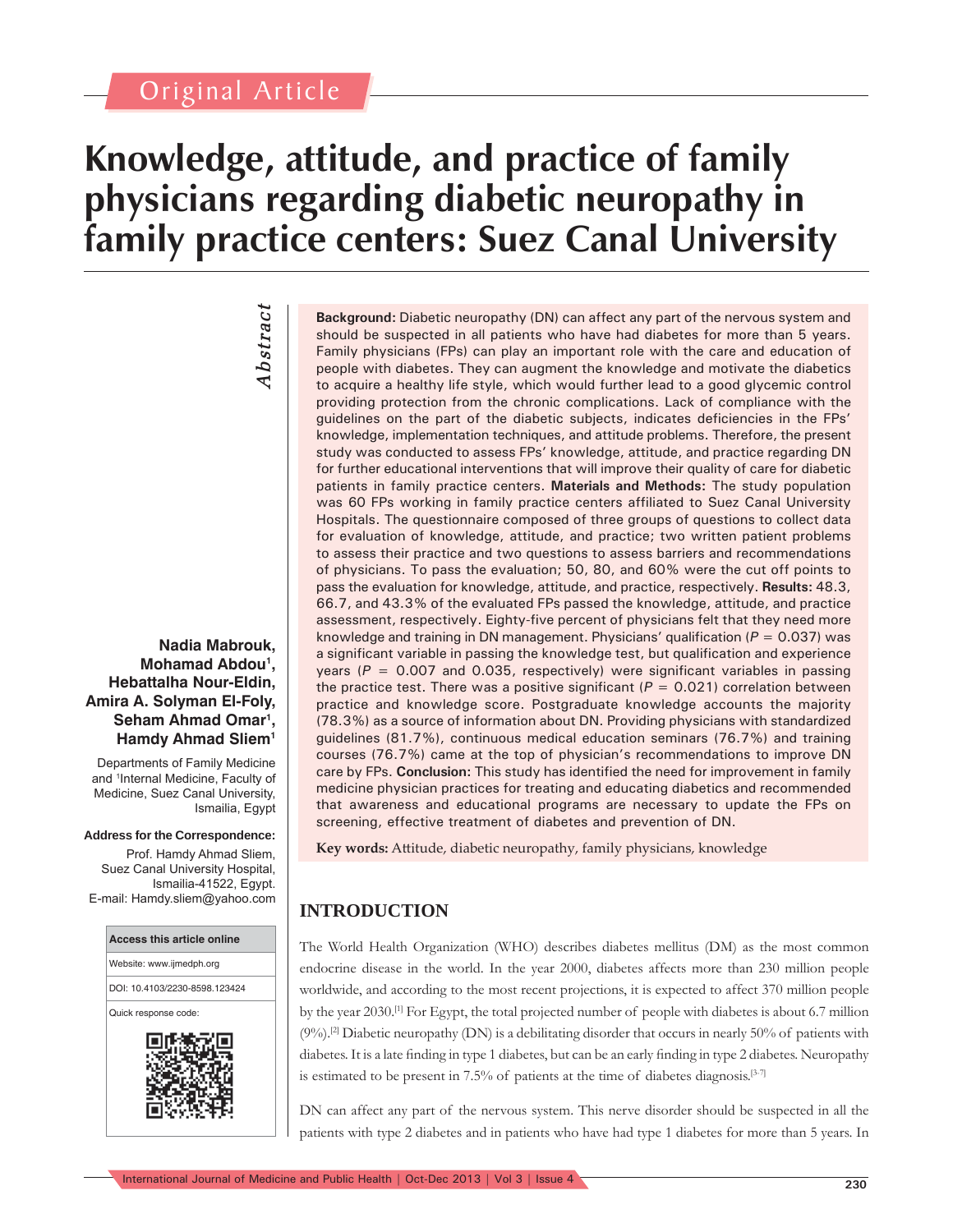Original Article

# Knowledge, attitude, and practice of family physicians regarding diabetic neuropathy in family practice centers: Suez Canal University

**Nadia Mabrouk, Mohamad Abdou[1], Hebattalha Nour-Eldin, Amira A. Solyman El-Foly, Seham Ahmad Omar[1], Hamdy Ahmad Sliem[1]**

Departments of Family Medicine and [1]Internal Medicine, Faculty of Medicine, Suez Canal University, Ismailia, Egypt

**Address for the Correspondence:**

Prof. Hamdy Ahmad Sliem, Suez Canal University Hospital, Ismailia-41522, Egypt.
E-mail: Hamdy.sliem@yahoo.com

| Access this article online |
|---|
| Website: www.ijmedph.org |
| DOI: 10.4103/2230-8598.123424 |
| Quick response code: |

## Abstract

**Background:** Diabetic neuropathy (DN) can affect any part of the nervous system and should be suspected in all patients who have had diabetes for more than 5 years. Family physicians (FPs) can play an important role with the care and education of people with diabetes. They can augment the knowledge and motivate the diabetics to acquire a healthy life style, which would further lead to a good glycemic control providing protection from the chronic complications. Lack of compliance with the guidelines on the part of the diabetic subjects, indicates deficiencies in the FPs' knowledge, implementation techniques, and attitude problems. Therefore, the present study was conducted to assess FPs' knowledge, attitude, and practice regarding DN for further educational interventions that will improve their quality of care for diabetic patients in family practice centers. **Materials and Methods:** The study population was 60 FPs working in family practice centers affiliated to Suez Canal University Hospitals. The questionnaire composed of three groups of questions to collect data for evaluation of knowledge, attitude, and practice; two written patient problems to assess their practice and two questions to assess barriers and recommendations of physicians. To pass the evaluation; 50, 80, and 60% were the cut off points to pass the evaluation for knowledge, attitude, and practice, respectively. **Results:** 48.3, 66.7, and 43.3% of the evaluated FPs passed the knowledge, attitude, and practice assessment, respectively. Eighty-five percent of physicians felt that they need more knowledge and training in DN management. Physicians' qualification ($P$ = 0.037) was a significant variable in passing the knowledge test, but qualification and experience years ($P$ = 0.007 and 0.035, respectively) were significant variables in passing the practice test. There was a positive significant ($P$ = 0.021) correlation between practice and knowledge score. Postgraduate knowledge accounts the majority (78.3%) as a source of information about DN. Providing physicians with standardized guidelines (81.7%), continuous medical education seminars (76.7%) and training courses (76.7%) came at the top of physician's recommendations to improve DN care by FPs. **Conclusion:** This study has identified the need for improvement in family medicine physician practices for treating and educating diabetics and recommended that awareness and educational programs are necessary to update the FPs on screening, effective treatment of diabetes and prevention of DN.

**Key words:** Attitude, diabetic neuropathy, family physicians, knowledge

## INTRODUCTION

The World Health Organization (WHO) describes diabetes mellitus (DM) as the most common endocrine disease in the world. In the year 2000, diabetes affects more than 230 million people worldwide, and according to the most recent projections, it is expected to affect 370 million people by the year 2030.[1] For Egypt, the total projected number of people with diabetes is about 6.7 million (9%).[2] Diabetic neuropathy (DN) is a debilitating disorder that occurs in nearly 50% of patients with diabetes. It is a late finding in type 1 diabetes, but can be an early finding in type 2 diabetes. Neuropathy is estimated to be present in 7.5% of patients at the time of diabetes diagnosis.[3-7]

DN can affect any part of the nervous system. This nerve disorder should be suspected in all the patients with type 2 diabetes and in patients who have had type 1 diabetes for more than 5 years. In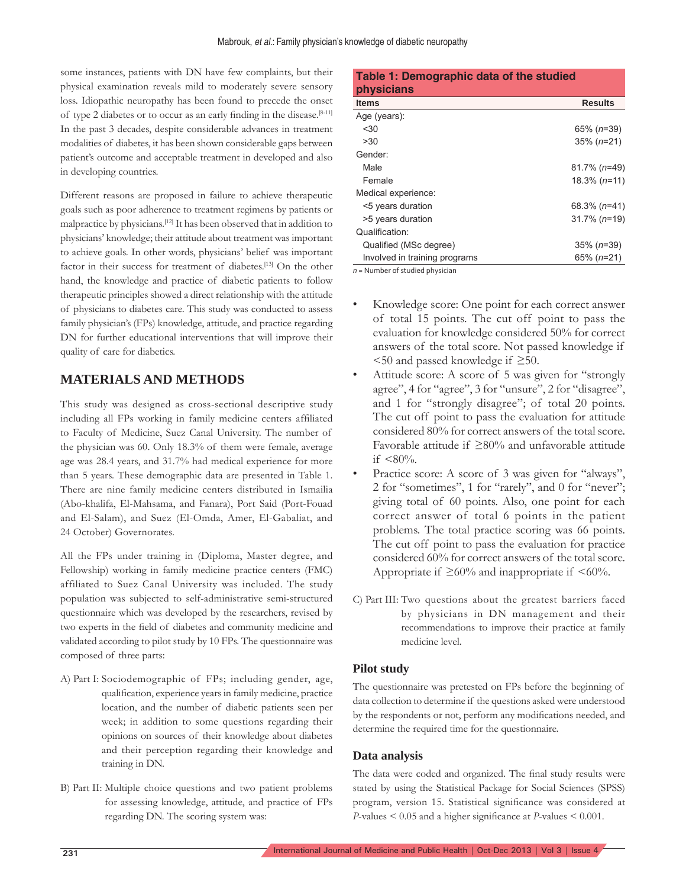some instances, patients with DN have few complaints, but their physical examination reveals mild to moderately severe sensory loss. Idiopathic neuropathy has been found to precede the onset of type 2 diabetes or to occur as an early finding in the disease.[8-11] In the past 3 decades, despite considerable advances in treatment modalities of diabetes, it has been shown considerable gaps between patient's outcome and acceptable treatment in developed and also in developing countries.

Different reasons are proposed in failure to achieve therapeutic goals such as poor adherence to treatment regimens by patients or malpractice by physicians.[12] It has been observed that in addition to physicians' knowledge; their attitude about treatment was important to achieve goals. In other words, physicians' belief was important factor in their success for treatment of diabetes.[13] On the other hand, the knowledge and practice of diabetic patients to follow therapeutic principles showed a direct relationship with the attitude of physicians to diabetes care. This study was conducted to assess family physician's (FPs) knowledge, attitude, and practice regarding DN for further educational interventions that will improve their quality of care for diabetics.

## MATERIALS AND METHODS

This study was designed as cross-sectional descriptive study including all FPs working in family medicine centers affiliated to Faculty of Medicine, Suez Canal University. The number of the physician was 60. Only 18.3% of them were female, average age was 28.4 years, and 31.7% had medical experience for more than 5 years. These demographic data are presented in Table 1. There are nine family medicine centers distributed in Ismailia (Abo-khalifa, El-Mahsama, and Fanara), Port Said (Port-Fouad and El-Salam), and Suez (El-Omda, Amer, El-Gabaliat, and 24 October) Governorates.

All the FPs under training in (Diploma, Master degree, and Fellowship) working in family medicine practice centers (FMC) affiliated to Suez Canal University was included. The study population was subjected to self-administrative semi-structured questionnaire which was developed by the researchers, revised by two experts in the field of diabetes and community medicine and validated according to pilot study by 10 FPs. The questionnaire was composed of three parts:

A) Part I: Sociodemographic of FPs; including gender, age, qualification, experience years in family medicine, practice location, and the number of diabetic patients seen per week; in addition to some questions regarding their opinions on sources of their knowledge about diabetes and their perception regarding their knowledge and training in DN.

B) Part II: Multiple choice questions and two patient problems for assessing knowledge, attitude, and practice of FPs regarding DN. The scoring system was:

**Table 1: Demographic data of the studied physicians**

| Items | Results |
|---|---|
| Age (years): | |
| <30 | 65% (*n*=39) |
| >30 | 35% (*n*=21) |
| Gender: | |
| Male | 81.7% (*n*=49) |
| Female | 18.3% (*n*=11) |
| Medical experience: | |
| <5 years duration | 68.3% (*n*=41) |
| >5 years duration | 31.7% (*n*=19) |
| Qualification: | |
| Qualified (MSc degree) | 35% (*n*=39) |
| Involved in training programs | 65% (*n*=21) |

*n* = Number of studied physician

- Knowledge score: One point for each correct answer of total 15 points. The cut off point to pass the evaluation for knowledge considered 50% for correct answers of the total score. Not passed knowledge if <50 and passed knowledge if ≥50.
- Attitude score: A score of 5 was given for "strongly agree", 4 for "agree", 3 for "unsure", 2 for "disagree", and 1 for "strongly disagree"; of total 20 points. The cut off point to pass the evaluation for attitude considered 80% for correct answers of the total score. Favorable attitude if ≥80% and unfavorable attitude if <80%.
- Practice score: A score of 3 was given for "always", 2 for "sometimes", 1 for "rarely", and 0 for "never"; giving total of 60 points. Also, one point for each correct answer of total 6 points in the patient problems. The total practice scoring was 66 points. The cut off point to pass the evaluation for practice considered 60% for correct answers of the total score. Appropriate if ≥60% and inappropriate if <60%.

C) Part III: Two questions about the greatest barriers faced by physicians in DN management and their recommendations to improve their practice at family medicine level.

### Pilot study

The questionnaire was pretested on FPs before the beginning of data collection to determine if the questions asked were understood by the respondents or not, perform any modifications needed, and determine the required time for the questionnaire.

### Data analysis

The data were coded and organized. The final study results were stated by using the Statistical Package for Social Sciences (SPSS) program, version 15. Statistical significance was considered at *P*-values < 0.05 and a higher significance at *P*-values < 0.001.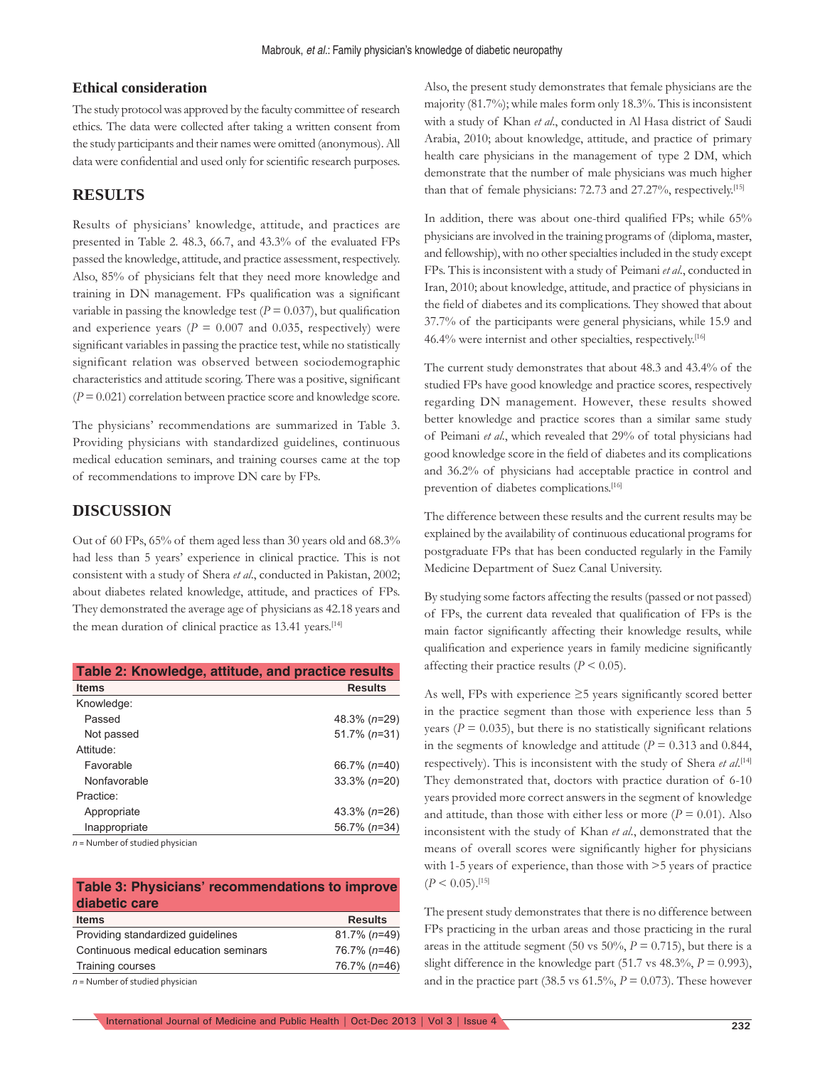### Ethical consideration

The study protocol was approved by the faculty committee of research ethics. The data were collected after taking a written consent from the study participants and their names were omitted (anonymous). All data were confidential and used only for scientific research purposes.

## RESULTS

Results of physicians' knowledge, attitude, and practices are presented in Table 2. 48.3, 66.7, and 43.3% of the evaluated FPs passed the knowledge, attitude, and practice assessment, respectively. Also, 85% of physicians felt that they need more knowledge and training in DN management. FPs qualification was a significant variable in passing the knowledge test ($P = 0.037$), but qualification and experience years ($P = 0.007$ and 0.035, respectively) were significant variables in passing the practice test, while no statistically significant relation was observed between sociodemographic characteristics and attitude scoring. There was a positive, significant ($P = 0.021$) correlation between practice score and knowledge score.

The physicians' recommendations are summarized in Table 3. Providing physicians with standardized guidelines, continuous medical education seminars, and training courses came at the top of recommendations to improve DN care by FPs.

## DISCUSSION

Out of 60 FPs, 65% of them aged less than 30 years old and 68.3% had less than 5 years' experience in clinical practice. This is not consistent with a study of Shera *et al*., conducted in Pakistan, 2002; about diabetes related knowledge, attitude, and practices of FPs. They demonstrated the average age of physicians as 42.18 years and the mean duration of clinical practice as 13.41 years.[14]

**Table 2: Knowledge, attitude, and practice results**

| Items | Results |
|---|---|
| Knowledge: | |
| Passed | 48.3% (*n*=29) |
| Not passed | 51.7% (*n*=31) |
| Attitude: | |
| Favorable | 66.7% (*n*=40) |
| Nonfavorable | 33.3% (*n*=20) |
| Practice: | |
| Appropriate | 43.3% (*n*=26) |
| Inappropriate | 56.7% (*n*=34) |

*n* = Number of studied physician

**Table 3: Physicians' recommendations to improve diabetic care**

| Items | Results |
|---|---|
| Providing standardized guidelines | 81.7% (*n*=49) |
| Continuous medical education seminars | 76.7% (*n*=46) |
| Training courses | 76.7% (*n*=46) |

*n* = Number of studied physician

Also, the present study demonstrates that female physicians are the majority (81.7%); while males form only 18.3%. This is inconsistent with a study of Khan *et al*., conducted in Al Hasa district of Saudi Arabia, 2010; about knowledge, attitude, and practice of primary health care physicians in the management of type 2 DM, which demonstrate that the number of male physicians was much higher than that of female physicians: 72.73 and 27.27%, respectively.[15]

In addition, there was about one-third qualified FPs; while 65% physicians are involved in the training programs of (diploma, master, and fellowship), with no other specialties included in the study except FPs. This is inconsistent with a study of Peimani *et al*., conducted in Iran, 2010; about knowledge, attitude, and practice of physicians in the field of diabetes and its complications. They showed that about 37.7% of the participants were general physicians, while 15.9 and 46.4% were internist and other specialties, respectively.[16]

The current study demonstrates that about 48.3 and 43.4% of the studied FPs have good knowledge and practice scores, respectively regarding DN management. However, these results showed better knowledge and practice scores than a similar same study of Peimani *et al*., which revealed that 29% of total physicians had good knowledge score in the field of diabetes and its complications and 36.2% of physicians had acceptable practice in control and prevention of diabetes complications.[16]

The difference between these results and the current results may be explained by the availability of continuous educational programs for postgraduate FPs that has been conducted regularly in the Family Medicine Department of Suez Canal University.

By studying some factors affecting the results (passed or not passed) of FPs, the current data revealed that qualification of FPs is the main factor significantly affecting their knowledge results, while qualification and experience years in family medicine significantly affecting their practice results ($P < 0.05$).

As well, FPs with experience ≥5 years significantly scored better in the practice segment than those with experience less than 5 years ($P = 0.035$), but there is no statistically significant relations in the segments of knowledge and attitude ($P = 0.313$ and 0.844, respectively). This is inconsistent with the study of Shera *et al*.[14] They demonstrated that, doctors with practice duration of 6-10 years provided more correct answers in the segment of knowledge and attitude, than those with either less or more ($P = 0.01$). Also inconsistent with the study of Khan *et al*., demonstrated that the means of overall scores were significantly higher for physicians with 1-5 years of experience, than those with >5 years of practice ($P < 0.05$).[15]

The present study demonstrates that there is no difference between FPs practicing in the urban areas and those practicing in the rural areas in the attitude segment (50 vs 50%, $P = 0.715$), but there is a slight difference in the knowledge part (51.7 vs 48.3%, $P = 0.993$), and in the practice part (38.5 vs 61.5%, $P = 0.073$). These however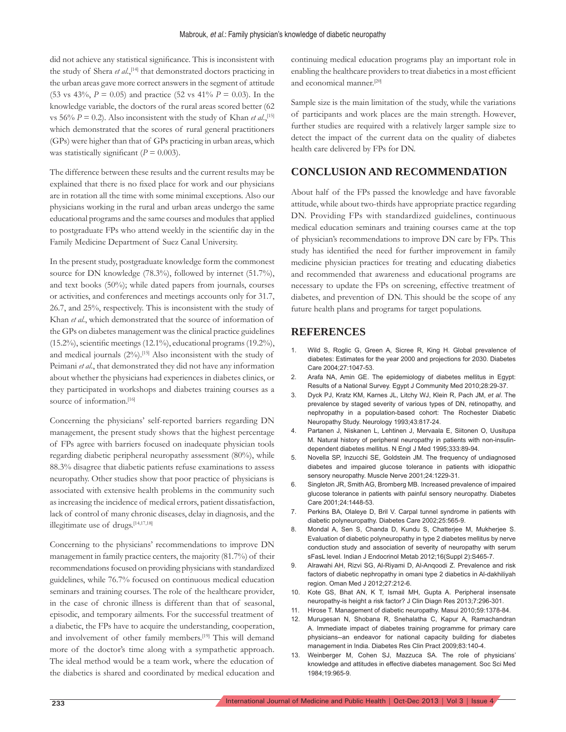did not achieve any statistical significance. This is inconsistent with the study of Shera *et al.*,[14] that demonstrated doctors practicing in the urban areas gave more correct answers in the segment of attitude (53 vs 43%, $P = 0.05$) and practice (52 vs 41% $P = 0.03$). In the knowledge variable, the doctors of the rural areas scored better (62 vs 56% $P = 0.2$). Also inconsistent with the study of Khan *et al.*,[15] which demonstrated that the scores of rural general practitioners (GPs) were higher than that of GPs practicing in urban areas, which was statistically significant ($P = 0.003$).

The difference between these results and the current results may be explained that there is no fixed place for work and our physicians are in rotation all the time with some minimal exceptions. Also our physicians working in the rural and urban areas undergo the same educational programs and the same courses and modules that applied to postgraduate FPs who attend weekly in the scientific day in the Family Medicine Department of Suez Canal University.

In the present study, postgraduate knowledge form the commonest source for DN knowledge (78.3%), followed by internet (51.7%), and text books (50%); while dated papers from journals, courses or activities, and conferences and meetings accounts only for 31.7, 26.7, and 25%, respectively. This is inconsistent with the study of Khan *et al.*, which demonstrated that the source of information of the GPs on diabetes management was the clinical practice guidelines (15.2%), scientific meetings (12.1%), educational programs (19.2%), and medical journals (2%).[15] Also inconsistent with the study of Peimani *et al.*, that demonstrated they did not have any information about whether the physicians had experiences in diabetes clinics, or they participated in workshops and diabetes training courses as a source of information.[16]

Concerning the physicians' self-reported barriers regarding DN management, the present study shows that the highest percentage of FPs agree with barriers focused on inadequate physician tools regarding diabetic peripheral neuropathy assessment (80%), while 88.3% disagree that diabetic patients refuse examinations to assess neuropathy. Other studies show that poor practice of physicians is associated with extensive health problems in the community such as increasing the incidence of medical errors, patient dissatisfaction, lack of control of many chronic diseases, delay in diagnosis, and the illegitimate use of drugs.[14,17,18]

Concerning to the physicians' recommendations to improve DN management in family practice centers, the majority (81.7%) of their recommendations focused on providing physicians with standardized guidelines, while 76.7% focused on continuous medical education seminars and training courses. The role of the healthcare provider, in the case of chronic illness is different than that of seasonal, episodic, and temporary ailments. For the successful treatment of a diabetic, the FPs have to acquire the understanding, cooperation, and involvement of other family members.[19] This will demand more of the doctor's time along with a sympathetic approach. The ideal method would be a team work, where the education of the diabetics is shared and coordinated by medical education and continuing medical education programs play an important role in enabling the healthcare providers to treat diabetics in a most efficient and economical manner.[20]

Sample size is the main limitation of the study, while the variations of participants and work places are the main strength. However, further studies are required with a relatively larger sample size to detect the impact of the current data on the quality of diabetes health care delivered by FPs for DN.

## CONCLUSION AND RECOMMENDATION

About half of the FPs passed the knowledge and have favorable attitude, while about two-thirds have appropriate practice regarding DN. Providing FPs with standardized guidelines, continuous medical education seminars and training courses came at the top of physician's recommendations to improve DN care by FPs. This study has identified the need for further improvement in family medicine physician practices for treating and educating diabetics and recommended that awareness and educational programs are necessary to update the FPs on screening, effective treatment of diabetes, and prevention of DN. This should be the scope of any future health plans and programs for target populations.

## REFERENCES

1. Wild S, Roglic G, Green A, Sicree R, King H. Global prevalence of diabetes: Estimates for the year 2000 and projections for 2030. Diabetes Care 2004;27:1047-53.
2. Arafa NA, Amin GE. The epidemiology of diabetes mellitus in Egypt: Results of a National Survey. Egypt J Community Med 2010;28:29-37.
3. Dyck PJ, Kratz KM, Karnes JL, Litchy WJ, Klein R, Pach JM, *et al*. The prevalence by staged severity of various types of DN, retinopathy, and nephropathy in a population-based cohort: The Rochester Diabetic Neuropathy Study. Neurology 1993;43:817-24.
4. Partanen J, Niskanen L, Lehtinen J, Mervaala E, Siitonen O, Uusitupa M. Natural history of peripheral neuropathy in patients with non-insulin-dependent diabetes mellitus. N Engl J Med 1995;333:89-94.
5. Novella SP, Inzucchi SE, Goldstein JM. The frequency of undiagnosed diabetes and impaired glucose tolerance in patients with idiopathic sensory neuropathy. Muscle Nerve 2001;24:1229-31.
6. Singleton JR, Smith AG, Bromberg MB. Increased prevalence of impaired glucose tolerance in patients with painful sensory neuropathy. Diabetes Care 2001;24:1448-53.
7. Perkins BA, Olaleye D, Bril V. Carpal tunnel syndrome in patients with diabetic polyneuropathy. Diabetes Care 2002;25:565-9.
8. Mondal A, Sen S, Chanda D, Kundu S, Chatterjee M, Mukherjee S. Evaluation of diabetic polyneuropathy in type 2 diabetes mellitus by nerve conduction study and association of severity of neuropathy with serum sFasL level. Indian J Endocrinol Metab 2012;16(Suppl 2):S465-7.
9. Alrawahi AH, Rizvi SG, Al-Riyami D, Al-Anqoodi Z. Prevalence and risk factors of diabetic nephropathy in omani type 2 diabetics in Al-dakhiliyah region. Oman Med J 2012;27:212-6.
10. Kote GS, Bhat AN, K T, Ismail MH, Gupta A. Peripheral insensate neuropathy-is height a risk factor? J Clin Diagn Res 2013;7:296-301.
11. Hirose T. Management of diabetic neuropathy. Masui 2010;59:1378-84.
12. Murugesan N, Shobana R, Snehalatha C, Kapur A, Ramachandran A. Immediate impact of diabetes training programme for primary care physicians--an endeavor for national capacity building for diabetes management in India. Diabetes Res Clin Pract 2009;83:140-4.
13. Weinberger M, Cohen SJ, Mazzuca SA. The role of physicians' knowledge and attitudes in effective diabetes management. Soc Sci Med 1984;19:965-9.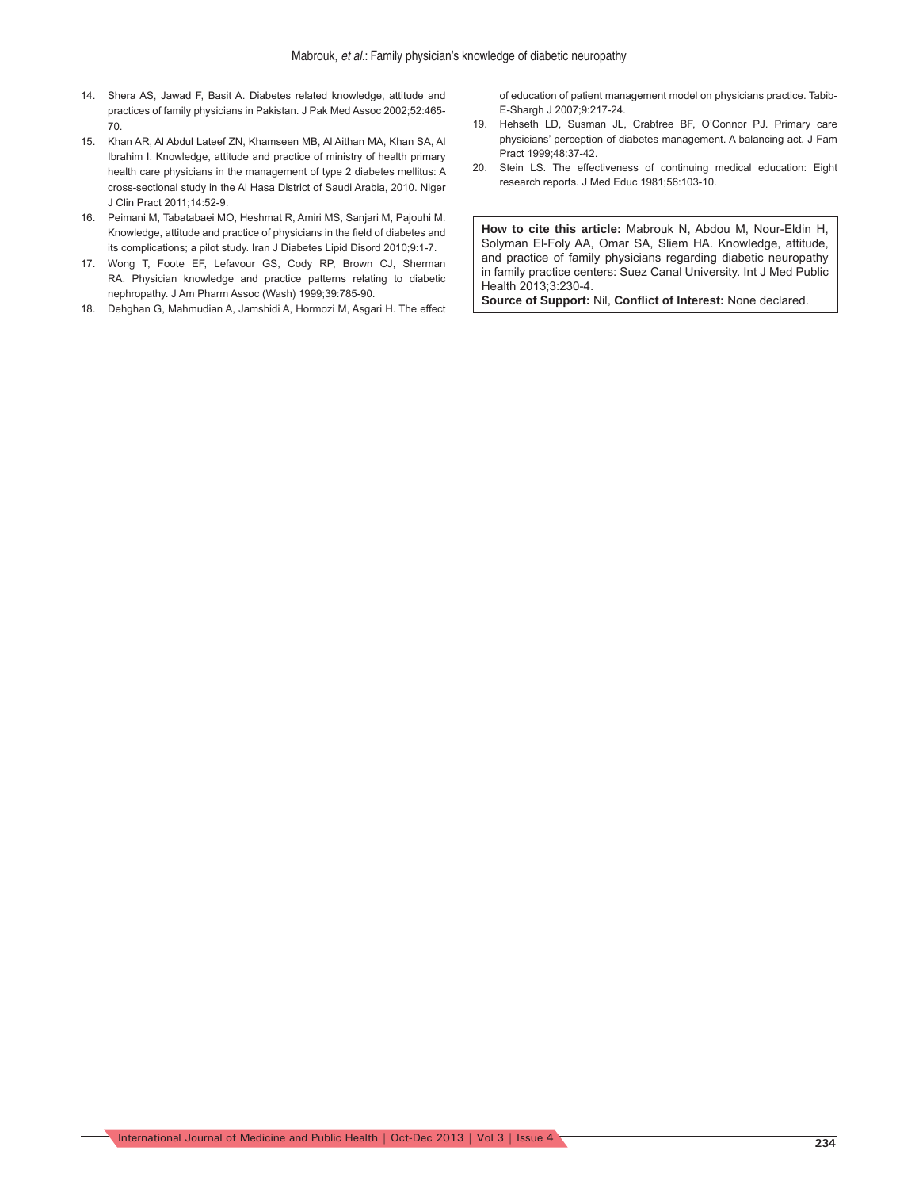14. Shera AS, Jawad F, Basit A. Diabetes related knowledge, attitude and practices of family physicians in Pakistan. J Pak Med Assoc 2002;52:465-70.
15. Khan AR, Al Abdul Lateef ZN, Khamseen MB, Al Aithan MA, Khan SA, Al Ibrahim I. Knowledge, attitude and practice of ministry of health primary health care physicians in the management of type 2 diabetes mellitus: A cross-sectional study in the Al Hasa District of Saudi Arabia, 2010. Niger J Clin Pract 2011;14:52-9.
16. Peimani M, Tabatabaei MO, Heshmat R, Amiri MS, Sanjari M, Pajouhi M. Knowledge, attitude and practice of physicians in the field of diabetes and its complications; a pilot study. Iran J Diabetes Lipid Disord 2010;9:1-7.
17. Wong T, Foote EF, Lefavour GS, Cody RP, Brown CJ, Sherman RA. Physician knowledge and practice patterns relating to diabetic nephropathy. J Am Pharm Assoc (Wash) 1999;39:785-90.
18. Dehghan G, Mahmudian A, Jamshidi A, Hormozi M, Asgari H. The effect of education of patient management model on physicians practice. Tabib-E-Shargh J 2007;9:217-24.
19. Hehseth LD, Susman JL, Crabtree BF, O'Connor PJ. Primary care physicians' perception of diabetes management. A balancing act. J Fam Pract 1999;48:37-42.
20. Stein LS. The effectiveness of continuing medical education: Eight research reports. J Med Educ 1981;56:103-10.

**How to cite this article:** Mabrouk N, Abdou M, Nour-Eldin H, Solyman El-Foly AA, Omar SA, Sliem HA. Knowledge, attitude, and practice of family physicians regarding diabetic neuropathy in family practice centers: Suez Canal University. Int J Med Public Health 2013;3:230-4.

**Source of Support:** Nil, **Conflict of Interest:** None declared.